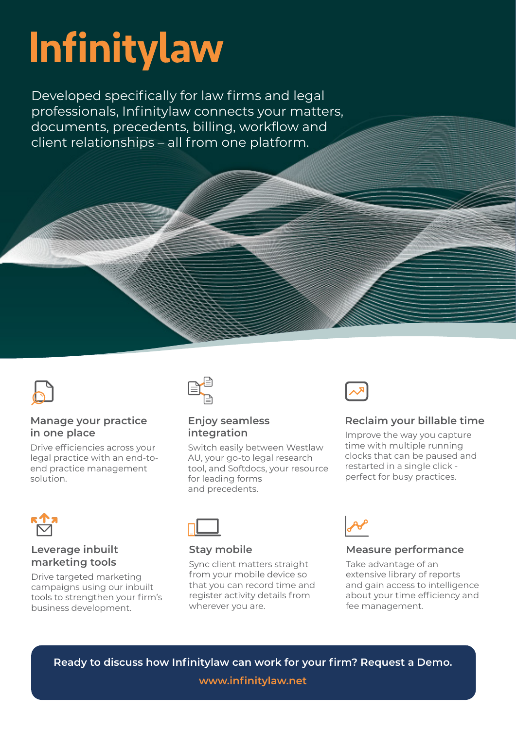# Infinitylaw

Developed specifically for law firms and legal professionals, Infinitylaw connects your matters, documents, precedents, billing, workflow and client relationships – all from one platform.

### Manage your practice in one place

Drive efficiencies across your legal practice with an end-to-end practice management solution.

### Enjoy seamless integration

Switch easily between Westlaw AU, your go-to legal research tool, and Softdocs, your resource for leading forms and precedents.

### Reclaim your billable time

Improve the way you capture time with multiple running clocks that can be paused and restarted in a single click - perfect for busy practices.

### Leverage inbuilt marketing tools

Drive targeted marketing campaigns using our inbuilt tools to strengthen your firm's business development.

### Stay mobile

Sync client matters straight from your mobile device so that you can record time and register activity details from wherever you are.

### Measure performance

Take advantage of an extensive library of reports and gain access to intelligence about your time efficiency and fee management.

**Ready to discuss how Infinitylaw can work for your firm? Request a Demo.**

**www.infinitylaw.net**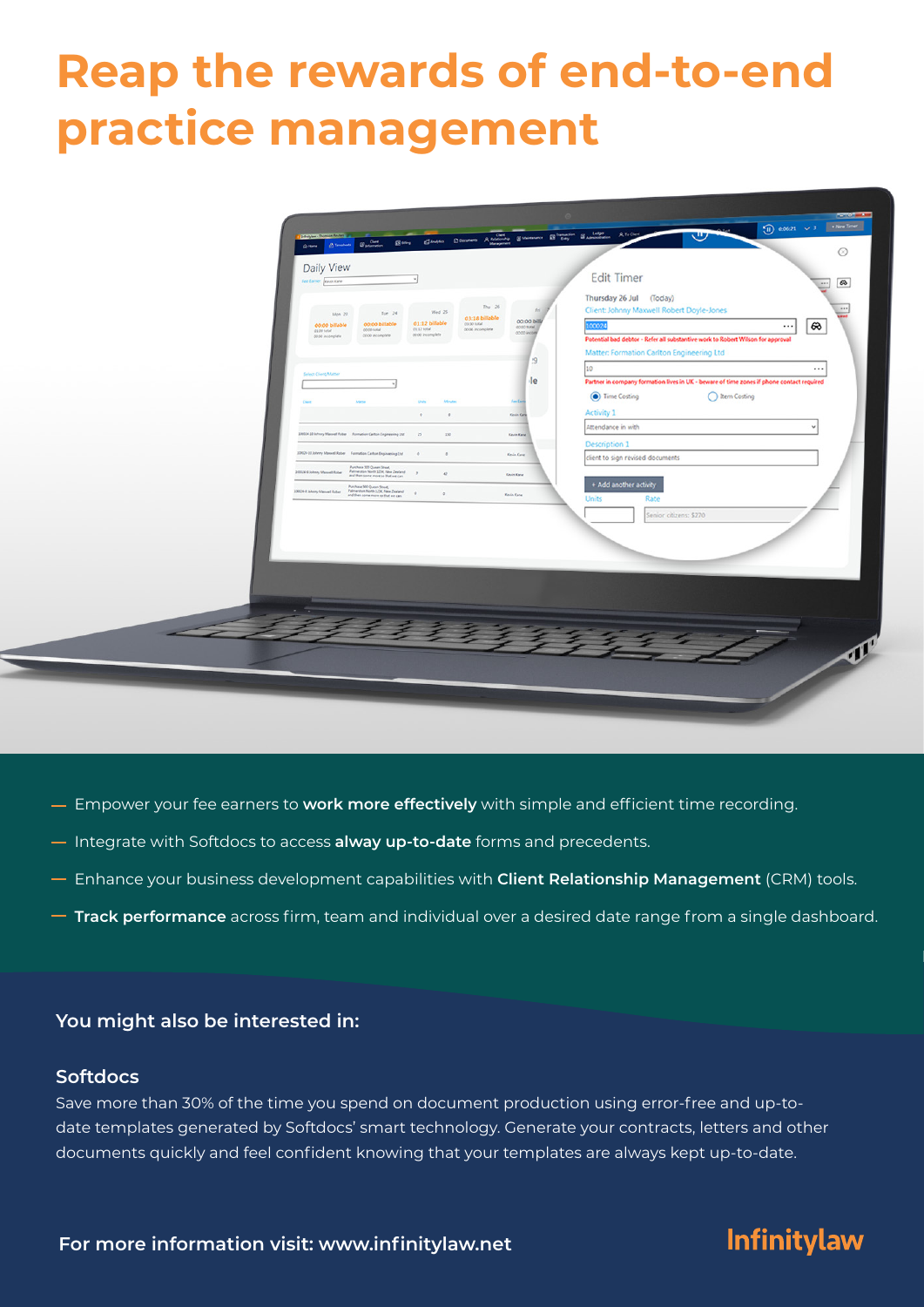# Reap the rewards of end-to-end practice management

- Empower your fee earners to **work more effectively** with simple and efficient time recording.
- Integrate with Softdocs to access **alway up-to-date** forms and precedents.
- Enhance your business development capabilities with **Client Relationship Management** (CRM) tools.
- **Track performance** across firm, team and individual over a desired date range from a single dashboard.

## You might also be interested in:

### Softdocs

Save more than 30% of the time you spend on document production using error-free and up-to-date templates generated by Softdocs' smart technology. Generate your contracts, letters and other documents quickly and feel confident knowing that your templates are always kept up-to-date.

**For more information visit: www.infinitylaw.net**

Infinitylaw